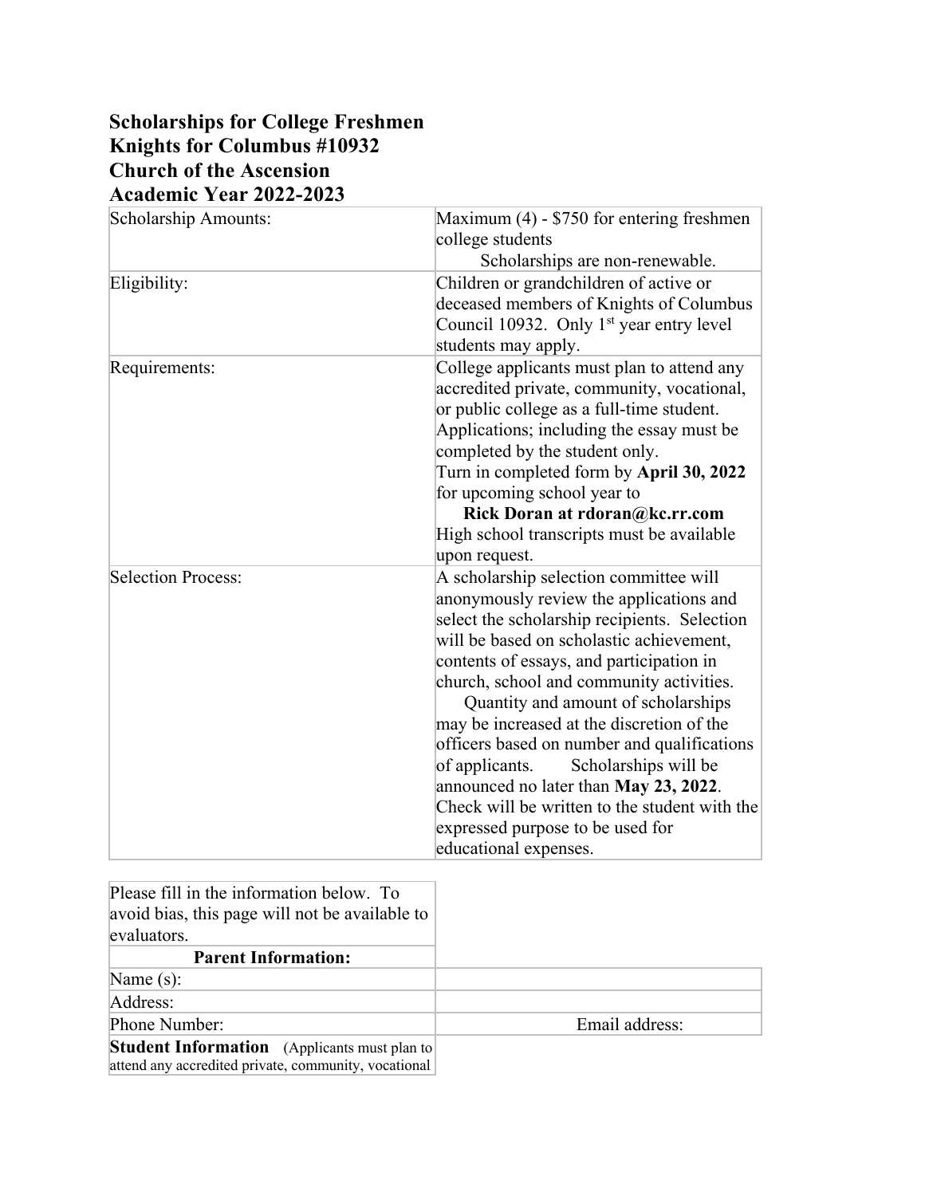**Scholarships for College Freshmen**
**Knights for Columbus #10932**
**Church of the Ascension**
**Academic Year 2022-2023**

| | |
|---|---|
| Scholarship Amounts: | Maximum (4) - $750 for entering freshmen college students<br>Scholarships are non-renewable. |
| Eligibility: | Children or grandchildren of active or deceased members of Knights of Columbus Council 10932. Only 1st year entry level students may apply. |
| Requirements: | College applicants must plan to attend any accredited private, community, vocational, or public college as a full-time student. Applications; including the essay must be completed by the student only.<br>Turn in completed form by **April 30, 2022** for upcoming school year to<br>**Rick Doran at rdoran@kc.rr.com**<br>High school transcripts must be available upon request. |
| Selection Process: | A scholarship selection committee will anonymously review the applications and select the scholarship recipients. Selection will be based on scholastic achievement, contents of essays, and participation in church, school and community activities.<br>Quantity and amount of scholarships may be increased at the discretion of the officers based on number and qualifications of applicants. Scholarships will be announced no later than **May 23, 2022**. Check will be written to the student with the expressed purpose to be used for educational expenses. |

| | |
|---|---|
| Please fill in the information below. To avoid bias, this page will not be available to evaluators. | |
| **Parent Information:** | |
| Name (s): | |
| Address: | |
| Phone Number: | Email address: |
| **Student Information** (Applicants must plan to attend any accredited private, community, vocational | |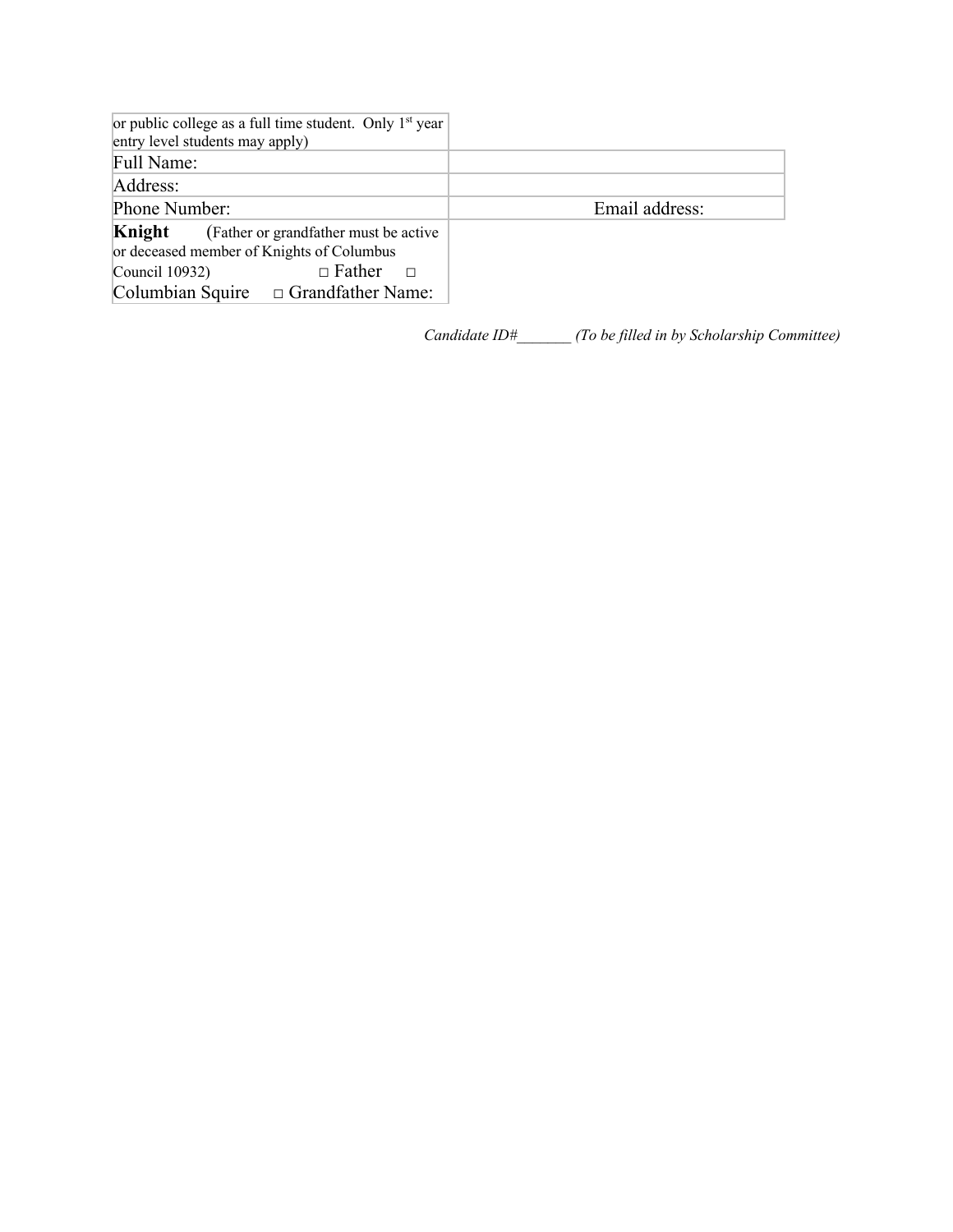| | |
|---|---|
| or public college as a full time student. Only 1st year entry level students may apply) | |
| Full Name: | |
| Address: | |
| Phone Number: | Email address: |
| **Knight** (Father or grandfather must be active or deceased member of Knights of Columbus Council 10932) □ Father □ Columbian Squire □ Grandfather Name: | |

*Candidate ID#_______ (To be filled in by Scholarship Committee)*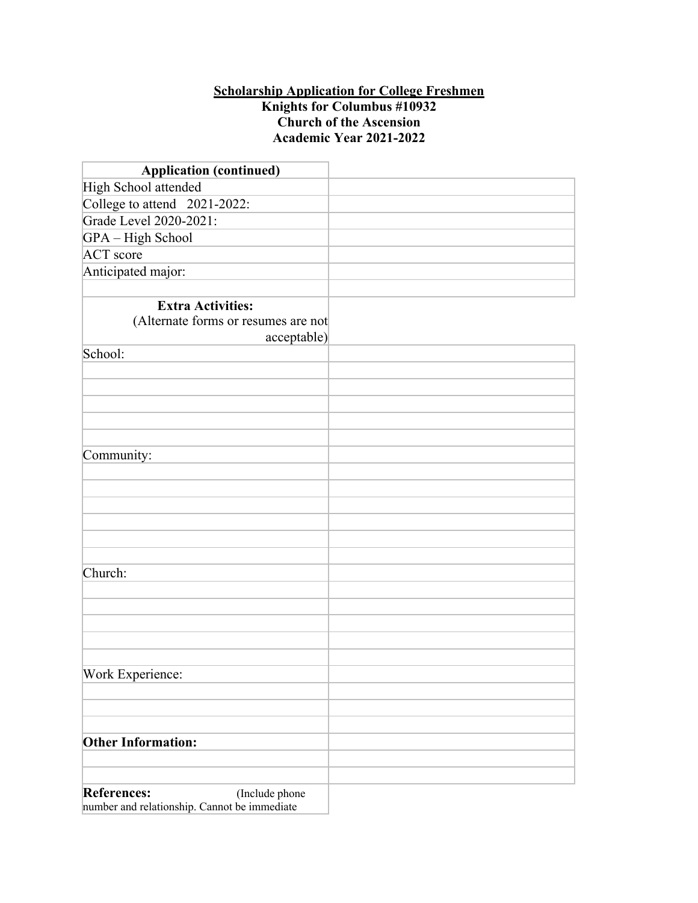**Scholarship Application for College Freshmen**
**Knights for Columbus #10932**
**Church of the Ascension**
**Academic Year 2021-2022**

| **Application (continued)** | |
|---|---|
| High School attended | |
| College to attend 2021-2022: | |
| Grade Level 2020-2021: | |
| GPA – High School | |
| ACT score | |
| Anticipated major: | |
| | |
| **Extra Activities:** (Alternate forms or resumes are not acceptable) | |
| School: | |
| | |
| | |
| | |
| | |
| | |
| Community: | |
| | |
| | |
| | |
| | |
| | |
| | |
| Church: | |
| | |
| | |
| | |
| | |
| | |
| Work Experience: | |
| | |
| | |
| | |
| **Other Information:** | |
| | |
| | |
| **References:** (Include phone number and relationship. Cannot be immediate | |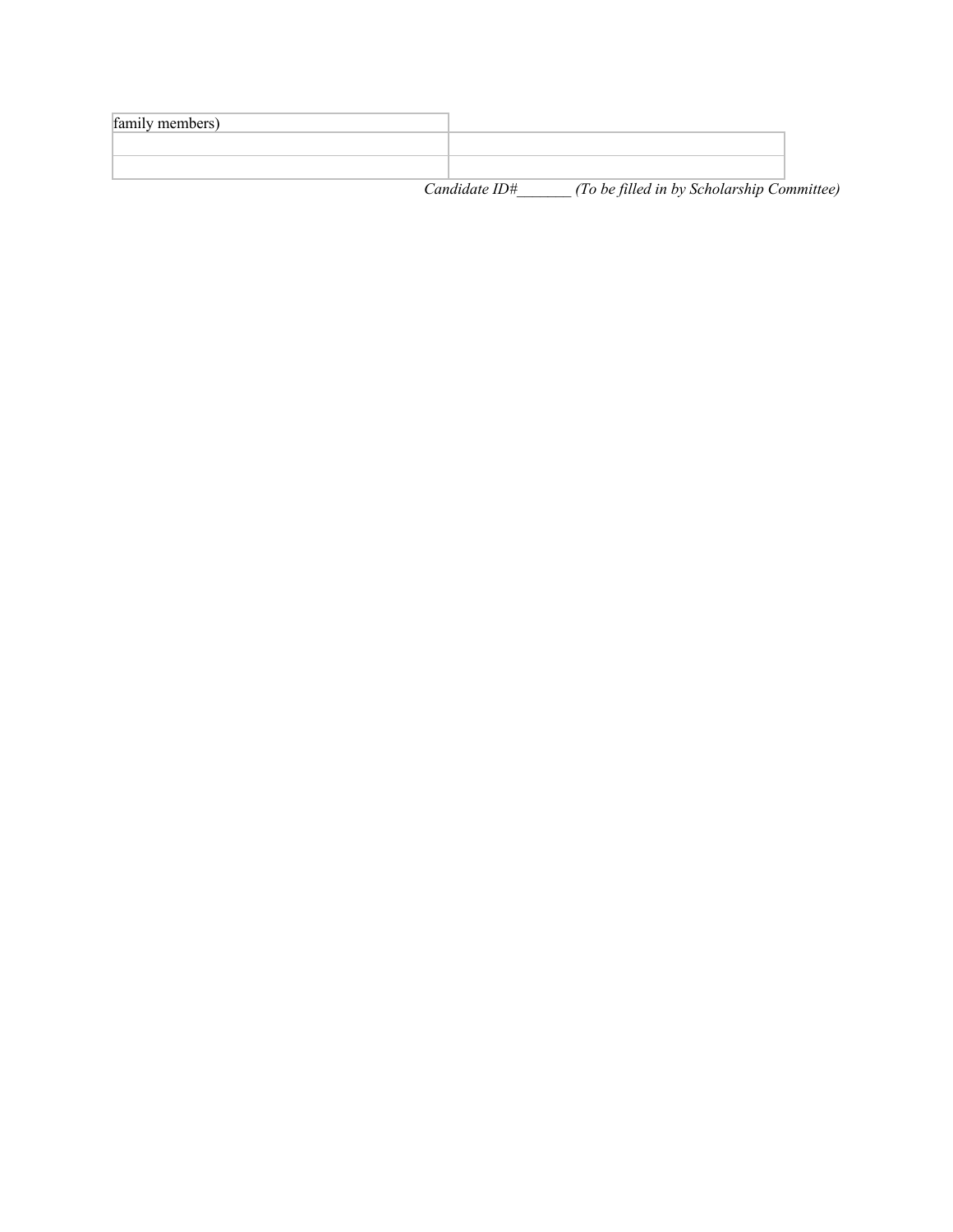| family members) | |
|---|---|
| | |
| | |

*Candidate ID#_______ (To be filled in by Scholarship Committee)*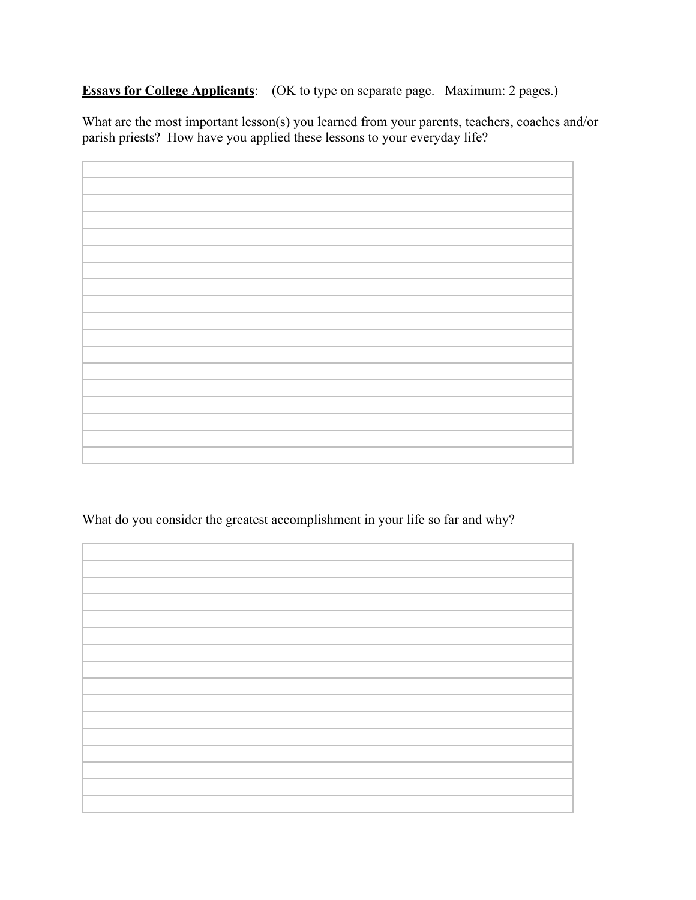**<u>Essays for College Applicants</u>**: (OK to type on separate page. Maximum: 2 pages.)

What are the most important lesson(s) you learned from your parents, teachers, coaches and/or parish priests? How have you applied these lessons to your everyday life?

What do you consider the greatest accomplishment in your life so far and why?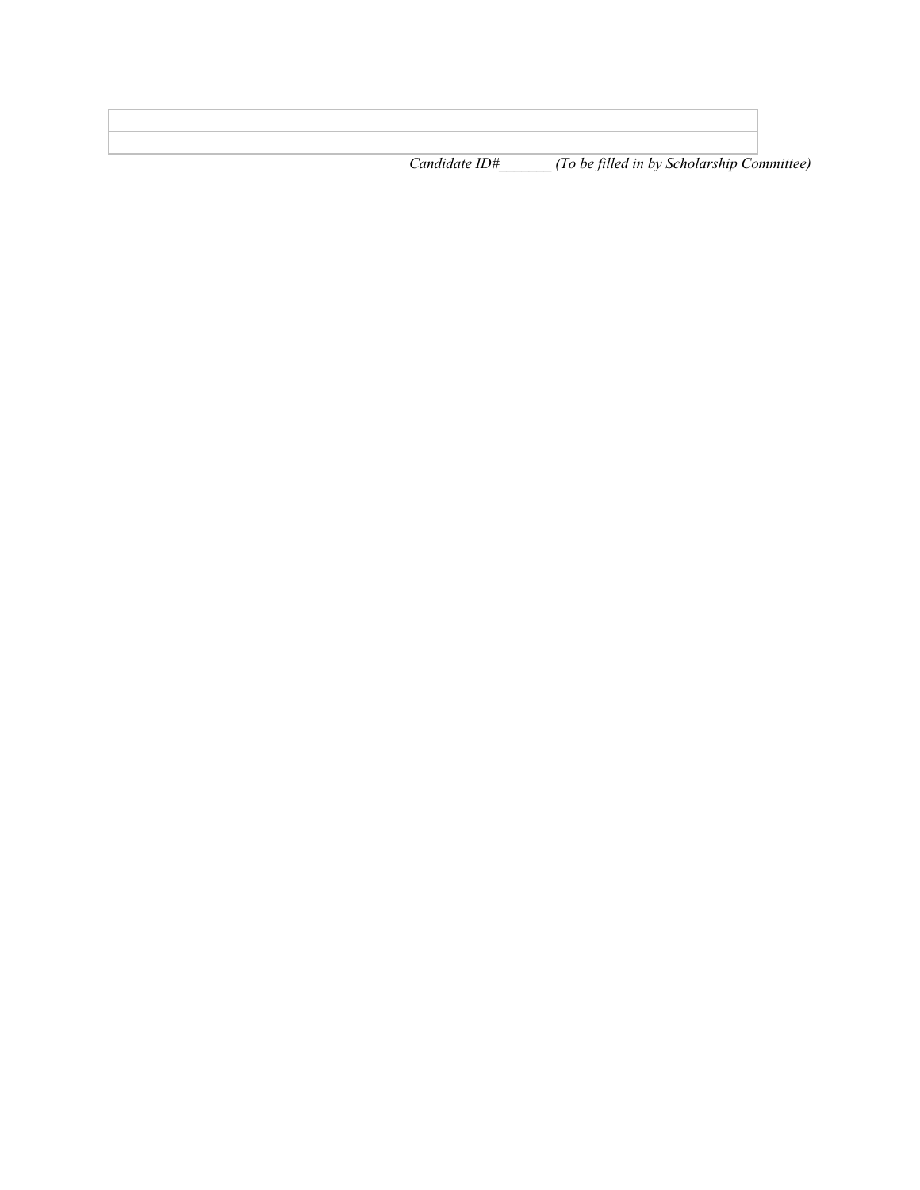| |
|---|
| |

*Candidate ID#_______ (To be filled in by Scholarship Committee)*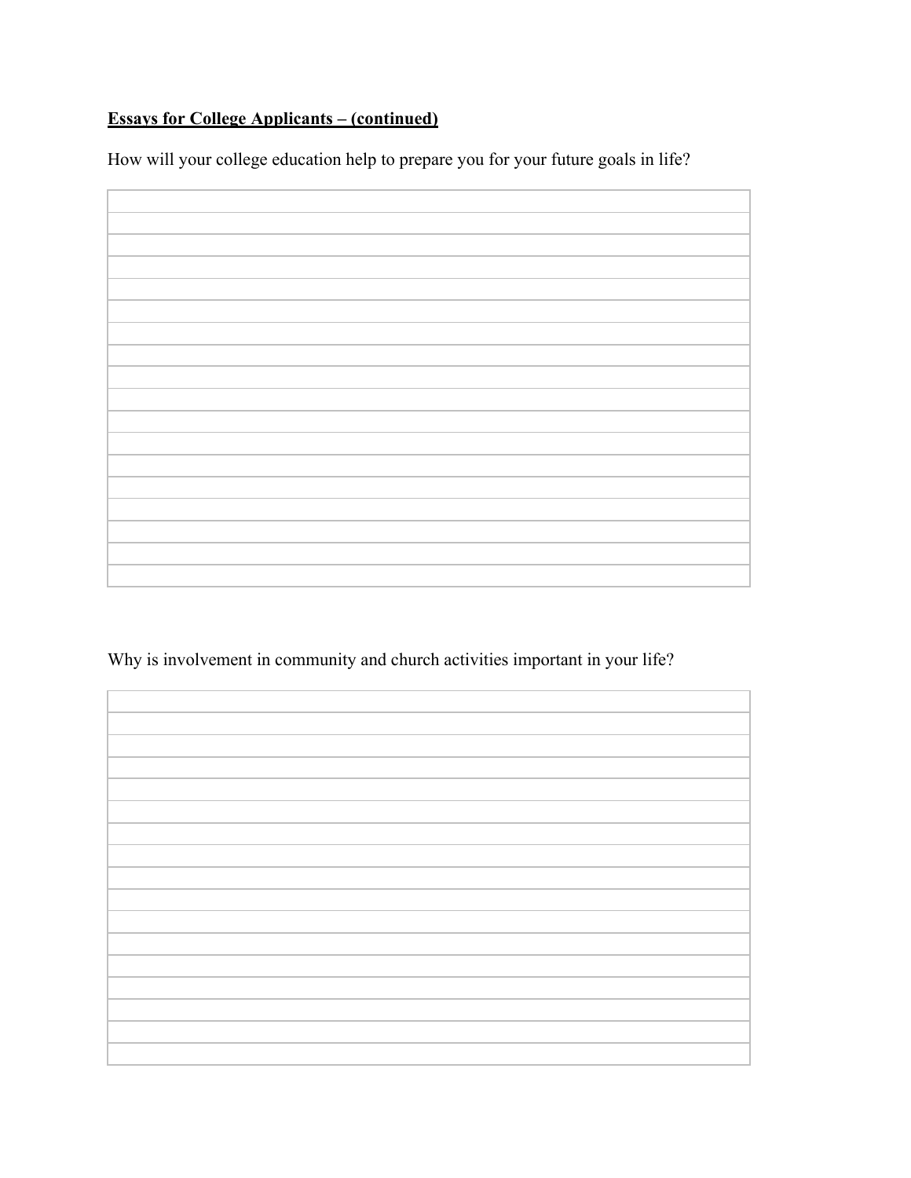**Essays for College Applicants – (continued)**

How will your college education help to prepare you for your future goals in life?

Why is involvement in community and church activities important in your life?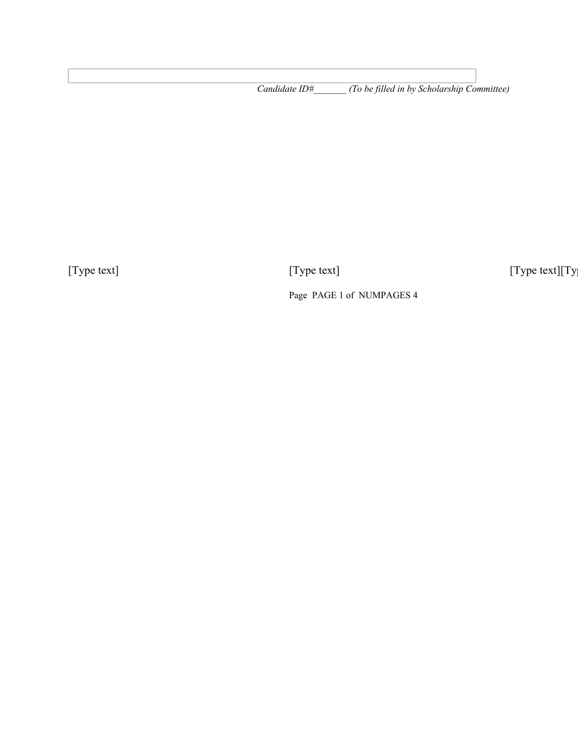*Candidate ID#_______ (To be filled in by Scholarship Committee)*